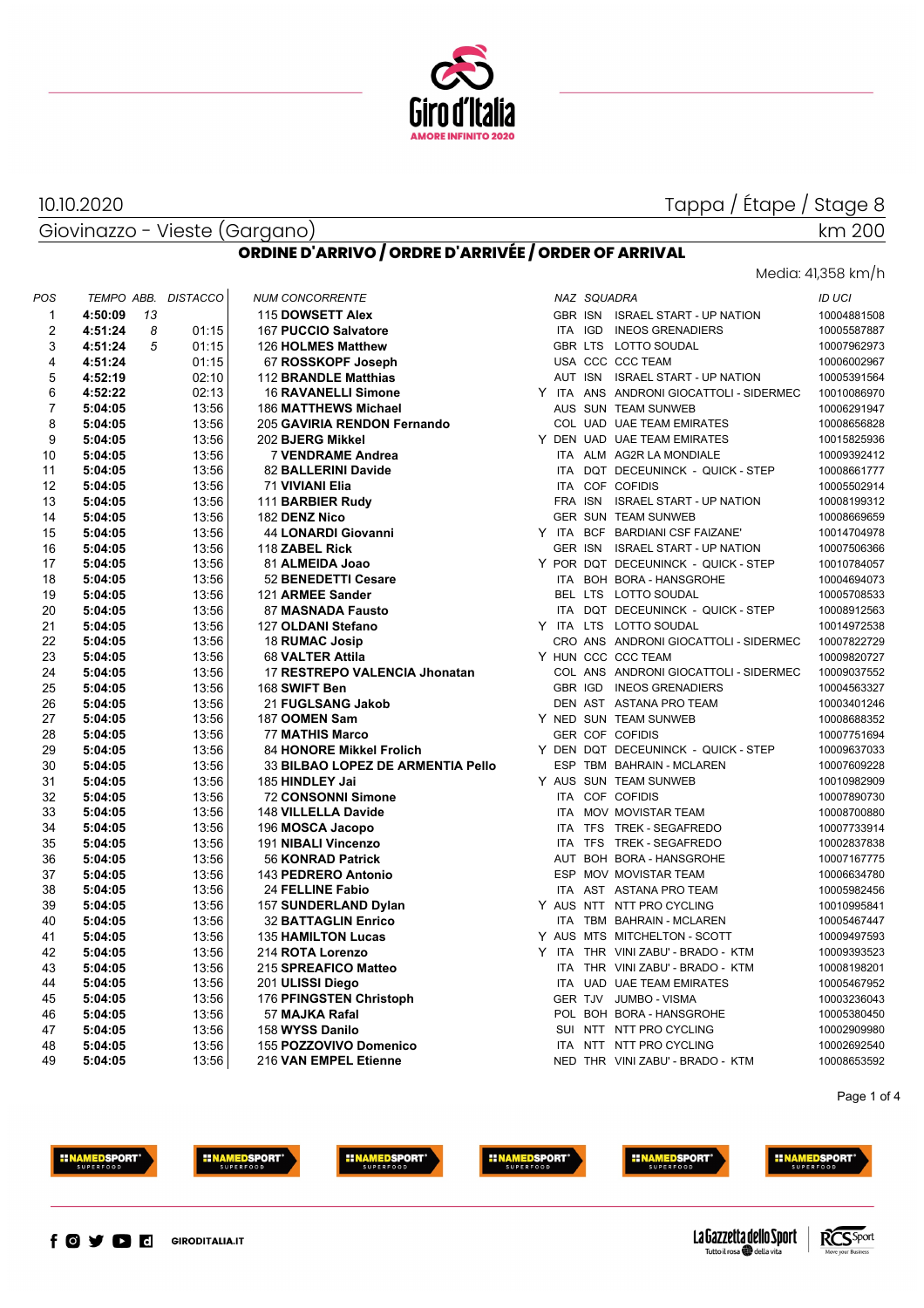10.10.2020

Tappa / Étape / Stage 8

Giovinazzo - Vieste (Gargano)

km 200

## ORDINE D'ARRIVO / ORDRE D'ARRIVÉE / ORDER OF ARRIVAL

Media: 41,358 km/h

| POS | TEMPO | ABB. | DISTACCO | NUM | CONCORRENTE | | NAZ | SQUADRA | | ID UCI |
|---|---|---|---|---|---|---|---|---|---|---|
| 1 | 4:50:09 | 13 | | 115 | DOWSETT Alex | | GBR | ISN | ISRAEL START - UP NATION | 10004881508 |
| 2 | 4:51:24 | 8 | 01:15 | 167 | PUCCIO Salvatore | | ITA | IGD | INEOS GRENADIERS | 10005587887 |
| 3 | 4:51:24 | 5 | 01:15 | 126 | HOLMES Matthew | | GBR | LTS | LOTTO SOUDAL | 10007962973 |
| 4 | 4:51:24 | | 01:15 | 67 | ROSSKOPF Joseph | | USA | CCC | CCC TEAM | 10006002967 |
| 5 | 4:52:19 | | 02:10 | 112 | BRANDLE Matthias | | AUT | ISN | ISRAEL START - UP NATION | 10005391564 |
| 6 | 4:52:22 | | 02:13 | 16 | RAVANELLI Simone | Y | ITA | ANS | ANDRONI GIOCATTOLI - SIDERMEC | 10010086970 |
| 7 | 5:04:05 | | 13:56 | 186 | MATTHEWS Michael | | AUS | SUN | TEAM SUNWEB | 10006291947 |
| 8 | 5:04:05 | | 13:56 | 205 | GAVIRIA RENDON Fernando | | COL | UAD | UAE TEAM EMIRATES | 10008656828 |
| 9 | 5:04:05 | | 13:56 | 202 | BJERG Mikkel | Y | DEN | UAD | UAE TEAM EMIRATES | 10015825936 |
| 10 | 5:04:05 | | 13:56 | 7 | VENDRAME Andrea | | ITA | ALM | AG2R LA MONDIALE | 10009392412 |
| 11 | 5:04:05 | | 13:56 | 82 | BALLERINI Davide | | ITA | DQT | DECEUNINCK - QUICK - STEP | 10008661777 |
| 12 | 5:04:05 | | 13:56 | 71 | VIVIANI Elia | | ITA | COF | COFIDIS | 10005502914 |
| 13 | 5:04:05 | | 13:56 | 111 | BARBIER Rudy | | FRA | ISN | ISRAEL START - UP NATION | 10008199312 |
| 14 | 5:04:05 | | 13:56 | 182 | DENZ Nico | | GER | SUN | TEAM SUNWEB | 10008669659 |
| 15 | 5:04:05 | | 13:56 | 44 | LONARDI Giovanni | Y | ITA | BCF | BARDIANI CSF FAIZANE' | 10014704978 |
| 16 | 5:04:05 | | 13:56 | 118 | ZABEL Rick | | GER | ISN | ISRAEL START - UP NATION | 10007506366 |
| 17 | 5:04:05 | | 13:56 | 81 | ALMEIDA Joao | Y | POR | DQT | DECEUNINCK - QUICK - STEP | 10010784057 |
| 18 | 5:04:05 | | 13:56 | 52 | BENEDETTI Cesare | | ITA | BOH | BORA - HANSGROHE | 10004694073 |
| 19 | 5:04:05 | | 13:56 | 121 | ARMEE Sander | | BEL | LTS | LOTTO SOUDAL | 10005708533 |
| 20 | 5:04:05 | | 13:56 | 87 | MASNADA Fausto | | ITA | DQT | DECEUNINCK - QUICK - STEP | 10008912563 |
| 21 | 5:04:05 | | 13:56 | 127 | OLDANI Stefano | Y | ITA | LTS | LOTTO SOUDAL | 10014972538 |
| 22 | 5:04:05 | | 13:56 | 18 | RUMAC Josip | | CRO | ANS | ANDRONI GIOCATTOLI - SIDERMEC | 10007822729 |
| 23 | 5:04:05 | | 13:56 | 68 | VALTER Attila | Y | HUN | CCC | CCC TEAM | 10009820727 |
| 24 | 5:04:05 | | 13:56 | 17 | RESTREPO VALENCIA Jhonatan | | COL | ANS | ANDRONI GIOCATTOLI - SIDERMEC | 10009037552 |
| 25 | 5:04:05 | | 13:56 | 168 | SWIFT Ben | | GBR | IGD | INEOS GRENADIERS | 10004563327 |
| 26 | 5:04:05 | | 13:56 | 21 | FUGLSANG Jakob | | DEN | AST | ASTANA PRO TEAM | 10003401246 |
| 27 | 5:04:05 | | 13:56 | 187 | OOMEN Sam | Y | NED | SUN | TEAM SUNWEB | 10008688352 |
| 28 | 5:04:05 | | 13:56 | 77 | MATHIS Marco | | GER | COF | COFIDIS | 10007751694 |
| 29 | 5:04:05 | | 13:56 | 84 | HONORE Mikkel Frolich | Y | DEN | DQT | DECEUNINCK - QUICK - STEP | 10009637033 |
| 30 | 5:04:05 | | 13:56 | 33 | BILBAO LOPEZ DE ARMENTIA Pello | | ESP | TBM | BAHRAIN - MCLAREN | 10007609228 |
| 31 | 5:04:05 | | 13:56 | 185 | HINDLEY Jai | Y | AUS | SUN | TEAM SUNWEB | 10010982909 |
| 32 | 5:04:05 | | 13:56 | 72 | CONSONNI Simone | | ITA | COF | COFIDIS | 10007890730 |
| 33 | 5:04:05 | | 13:56 | 148 | VILLELLA Davide | | ITA | MOV | MOVISTAR TEAM | 10008700880 |
| 34 | 5:04:05 | | 13:56 | 196 | MOSCA Jacopo | | ITA | TFS | TREK - SEGAFREDO | 10007733914 |
| 35 | 5:04:05 | | 13:56 | 191 | NIBALI Vincenzo | | ITA | TFS | TREK - SEGAFREDO | 10002837838 |
| 36 | 5:04:05 | | 13:56 | 56 | KONRAD Patrick | | AUT | BOH | BORA - HANSGROHE | 10007167775 |
| 37 | 5:04:05 | | 13:56 | 143 | PEDRERO Antonio | | ESP | MOV | MOVISTAR TEAM | 10006634780 |
| 38 | 5:04:05 | | 13:56 | 24 | FELLINE Fabio | | ITA | AST | ASTANA PRO TEAM | 10005982456 |
| 39 | 5:04:05 | | 13:56 | 157 | SUNDERLAND Dylan | Y | AUS | NTT | NTT PRO CYCLING | 10010995841 |
| 40 | 5:04:05 | | 13:56 | 32 | BATTAGLIN Enrico | | ITA | TBM | BAHRAIN - MCLAREN | 10005467447 |
| 41 | 5:04:05 | | 13:56 | 135 | HAMILTON Lucas | Y | AUS | MTS | MITCHELTON - SCOTT | 10009497593 |
| 42 | 5:04:05 | | 13:56 | 214 | ROTA Lorenzo | Y | ITA | THR | VINI ZABU' - BRADO - KTM | 10009393523 |
| 43 | 5:04:05 | | 13:56 | 215 | SPREAFICO Matteo | | ITA | THR | VINI ZABU' - BRADO - KTM | 10008198201 |
| 44 | 5:04:05 | | 13:56 | 201 | ULISSI Diego | | ITA | UAD | UAE TEAM EMIRATES | 10005467952 |
| 45 | 5:04:05 | | 13:56 | 176 | PFINGSTEN Christoph | | GER | TJV | JUMBO - VISMA | 10003236043 |
| 46 | 5:04:05 | | 13:56 | 57 | MAJKA Rafal | | POL | BOH | BORA - HANSGROHE | 10005380450 |
| 47 | 5:04:05 | | 13:56 | 158 | WYSS Danilo | | SUI | NTT | NTT PRO CYCLING | 10002909980 |
| 48 | 5:04:05 | | 13:56 | 155 | POZZOVIVO Domenico | | ITA | NTT | NTT PRO CYCLING | 10002692540 |
| 49 | 5:04:05 | | 13:56 | 216 | VAN EMPEL Etienne | | NED | THR | VINI ZABU' - BRADO - KTM | 10008653592 |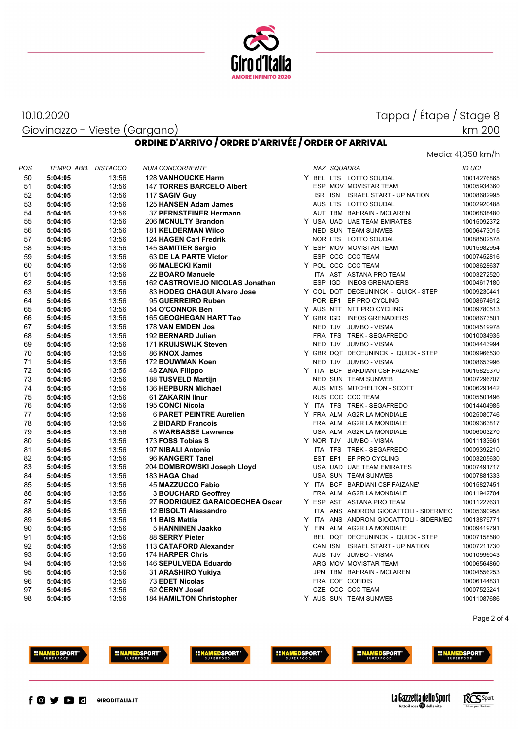10.10.2020

Tappa / Étape / Stage 8

Giovinazzo - Vieste (Gargano)

km 200

## ORDINE D'ARRIVO / ORDRE D'ARRIVÉE / ORDER OF ARRIVAL

Media: 41,358 km/h

| POS | TEMPO | ABB. | DISTACCO | NUM | CONCORRENTE | | NAZ | SQUADRA | | ID UCI |
|---|---|---|---|---|---|---|---|---|---|---|
| 50 | 5:04:05 | | 13:56 | 128 | VANHOUCKE Harm | Y | BEL | LTS | LOTTO SOUDAL | 10014276865 |
| 51 | 5:04:05 | | 13:56 | 147 | TORRES BARCELO Albert | | ESP | MOV | MOVISTAR TEAM | 10005934360 |
| 52 | 5:04:05 | | 13:56 | 117 | SAGIV Guy | | ISR | ISN | ISRAEL START - UP NATION | 10008682995 |
| 53 | 5:04:05 | | 13:56 | 125 | HANSEN Adam James | | AUS | LTS | LOTTO SOUDAL | 10002920488 |
| 54 | 5:04:05 | | 13:56 | 37 | PERNSTEINER Hermann | | AUT | TBM | BAHRAIN - MCLAREN | 10006838480 |
| 55 | 5:04:05 | | 13:56 | 206 | MCNULTY Brandon | Y | USA | UAD | UAE TEAM EMIRATES | 10015092372 |
| 56 | 5:04:05 | | 13:56 | 181 | KELDERMAN Wilco | | NED | SUN | TEAM SUNWEB | 10006473015 |
| 57 | 5:04:05 | | 13:56 | 124 | HAGEN Carl Fredrik | | NOR | LTS | LOTTO SOUDAL | 10088502578 |
| 58 | 5:04:05 | | 13:56 | 145 | SAMITIER Sergio | Y | ESP | MOV | MOVISTAR TEAM | 10015982954 |
| 59 | 5:04:05 | | 13:56 | 63 | DE LA PARTE Victor | | ESP | CCC | CCC TEAM | 10007452816 |
| 60 | 5:04:05 | | 13:56 | 66 | MALECKI Kamil | Y | POL | CCC | CCC TEAM | 10008628637 |
| 61 | 5:04:05 | | 13:56 | 22 | BOARO Manuele | | ITA | AST | ASTANA PRO TEAM | 10003272520 |
| 62 | 5:04:05 | | 13:56 | 162 | CASTROVIEJO NICOLAS Jonathan | | ESP | IGD | INEOS GRENADIERS | 10004617180 |
| 63 | 5:04:05 | | 13:56 | 83 | HODEG CHAGUI Alvaro Jose | Y | COL | DQT | DECEUNINCK - QUICK - STEP | 10009230441 |
| 64 | 5:04:05 | | 13:56 | 95 | GUERREIRO Ruben | | POR | EF1 | EF PRO CYCLING | 10008674612 |
| 65 | 5:04:05 | | 13:56 | 154 | O'CONNOR Ben | Y | AUS | NTT | NTT PRO CYCLING | 10009780513 |
| 66 | 5:04:05 | | 13:56 | 165 | GEOGHEGAN HART Tao | Y | GBR | IGD | INEOS GRENADIERS | 10008673501 |
| 67 | 5:04:05 | | 13:56 | 178 | VAN EMDEN Jos | | NED | TJV | JUMBO - VISMA | 10004519978 |
| 68 | 5:04:05 | | 13:56 | 192 | BERNARD Julien | | FRA | TFS | TREK - SEGAFREDO | 10010034935 |
| 69 | 5:04:05 | | 13:56 | 171 | KRUIJSWIJK Steven | | NED | TJV | JUMBO - VISMA | 10004443994 |
| 70 | 5:04:05 | | 13:56 | 86 | KNOX James | Y | GBR | DQT | DECEUNINCK - QUICK - STEP | 10009966530 |
| 71 | 5:04:05 | | 13:56 | 172 | BOUWMAN Koen | | NED | TJV | JUMBO - VISMA | 10008653996 |
| 72 | 5:04:05 | | 13:56 | 48 | ZANA Filippo | Y | ITA | BCF | BARDIANI CSF FAIZANE' | 10015829370 |
| 73 | 5:04:05 | | 13:56 | 188 | TUSVELD Martijn | | NED | SUN | TEAM SUNWEB | 10007296707 |
| 74 | 5:04:05 | | 13:56 | 136 | HEPBURN Michael | | AUS | MTS | MITCHELTON - SCOTT | 10006291442 |
| 75 | 5:04:05 | | 13:56 | 61 | ZAKARIN Ilnur | | RUS | CCC | CCC TEAM | 10005501496 |
| 76 | 5:04:05 | | 13:56 | 195 | CONCI Nicola | Y | ITA | TFS | TREK - SEGAFREDO | 10014404985 |
| 77 | 5:04:05 | | 13:56 | 6 | PARET PEINTRE Aurelien | Y | FRA | ALM | AG2R LA MONDIALE | 10025080746 |
| 78 | 5:04:05 | | 13:56 | 2 | BIDARD Francois | | FRA | ALM | AG2R LA MONDIALE | 10009363817 |
| 79 | 5:04:05 | | 13:56 | 8 | WARBASSE Lawrence | | USA | ALM | AG2R LA MONDIALE | 10006003270 |
| 80 | 5:04:05 | | 13:56 | 173 | FOSS Tobias S | Y | NOR | TJV | JUMBO - VISMA | 10011133661 |
| 81 | 5:04:05 | | 13:56 | 197 | NIBALI Antonio | | ITA | TFS | TREK - SEGAFREDO | 10009392210 |
| 82 | 5:04:05 | | 13:56 | 96 | KANGERT Tanel | | EST | EF1 | EF PRO CYCLING | 10003205630 |
| 83 | 5:04:05 | | 13:56 | 204 | DOMBROWSKI Joseph Lloyd | | USA | UAD | UAE TEAM EMIRATES | 10007491717 |
| 84 | 5:04:05 | | 13:56 | 183 | HAGA Chad | | USA | SUN | TEAM SUNWEB | 10007881333 |
| 85 | 5:04:05 | | 13:56 | 45 | MAZZUCCO Fabio | Y | ITA | BCF | BARDIANI CSF FAIZANE' | 10015827451 |
| 86 | 5:04:05 | | 13:56 | 3 | BOUCHARD Geoffrey | | FRA | ALM | AG2R LA MONDIALE | 10011942704 |
| 87 | 5:04:05 | | 13:56 | 27 | RODRIGUEZ GARAICOECHEA Oscar | Y | ESP | AST | ASTANA PRO TEAM | 10011227631 |
| 88 | 5:04:05 | | 13:56 | 12 | BISOLTI Alessandro | | ITA | ANS | ANDRONI GIOCATTOLI - SIDERMEC | 10005390958 |
| 89 | 5:04:05 | | 13:56 | 11 | BAIS Mattia | Y | ITA | ANS | ANDRONI GIOCATTOLI - SIDERMEC | 10013879771 |
| 90 | 5:04:05 | | 13:56 | 5 | HANNINEN Jaakko | Y | FIN | ALM | AG2R LA MONDIALE | 10009419791 |
| 91 | 5:04:05 | | 13:56 | 88 | SERRY Pieter | | BEL | DQT | DECEUNINCK - QUICK - STEP | 10007158580 |
| 92 | 5:04:05 | | 13:56 | 113 | CATAFORD Alexander | | CAN | ISN | ISRAEL START - UP NATION | 10007211730 |
| 93 | 5:04:05 | | 13:56 | 174 | HARPER Chris | | AUS | TJV | JUMBO - VISMA | 10010996043 |
| 94 | 5:04:05 | | 13:56 | 146 | SEPULVEDA Eduardo | | ARG | MOV | MOVISTAR TEAM | 10006564860 |
| 95 | 5:04:05 | | 13:56 | 31 | ARASHIRO Yukiya | | JPN | TBM | BAHRAIN - MCLAREN | 10004556253 |
| 96 | 5:04:05 | | 13:56 | 73 | EDET Nicolas | | FRA | COF | COFIDIS | 10006144831 |
| 97 | 5:04:05 | | 13:56 | 62 | ČERNY Josef | | CZE | CCC | CCC TEAM | 10007523241 |
| 98 | 5:04:05 | | 13:56 | 184 | HAMILTON Christopher | Y | AUS | SUN | TEAM SUNWEB | 10011087686 |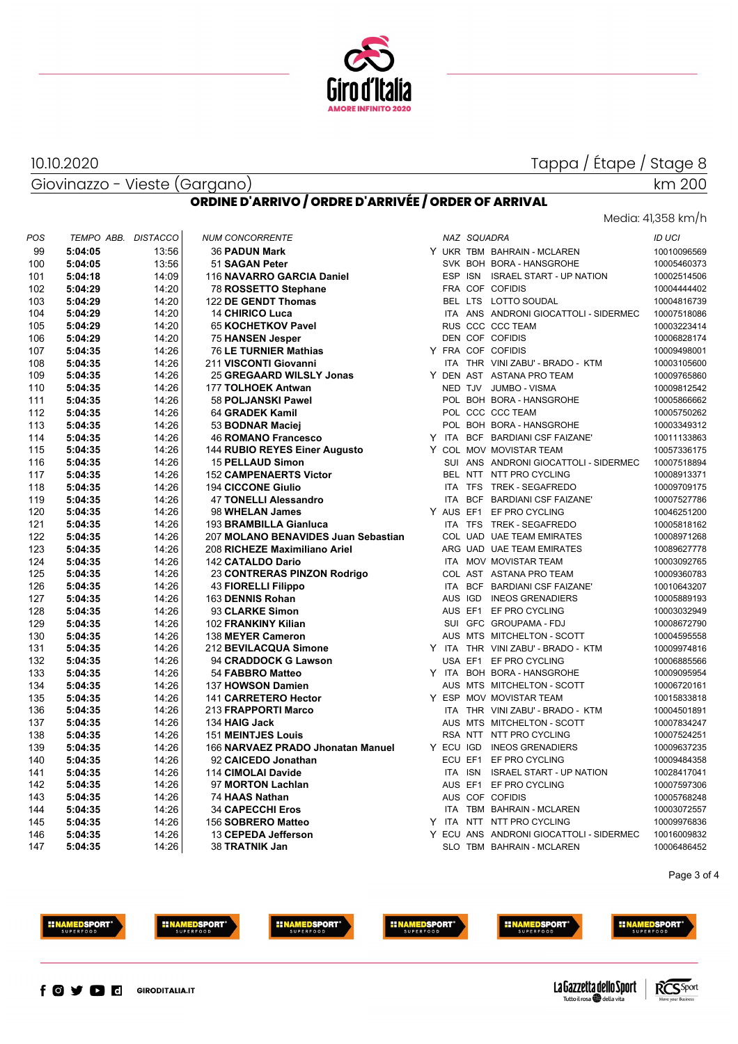10.10.2020

Tappa / Étape / Stage 8

Giovinazzo - Vieste (Gargano)

km 200

## ORDINE D'ARRIVO / ORDRE D'ARRIVÉE / ORDER OF ARRIVAL

Media: 41,358 km/h

| POS | TEMPO | ABB. | DISTACCO | NUM | CONCORRENTE | | NAZ | SQUADRA | | ID UCI |
|---|---|---|---|---|---|---|---|---|---|---|
| 99 | **5:04:05** | | 13:56 | 36 | **PADUN Mark** | Y | UKR | TBM | BAHRAIN - MCLAREN | 10010096569 |
| 100 | **5:04:05** | | 13:56 | 51 | **SAGAN Peter** | | SVK | BOH | BORA - HANSGROHE | 10005460373 |
| 101 | **5:04:18** | | 14:09 | 116 | **NAVARRO GARCIA Daniel** | | ESP | ISN | ISRAEL START - UP NATION | 10002514506 |
| 102 | **5:04:29** | | 14:20 | 78 | **ROSSETTO Stephane** | | FRA | COF | COFIDIS | 10004444402 |
| 103 | **5:04:29** | | 14:20 | 122 | **DE GENDT Thomas** | | BEL | LTS | LOTTO SOUDAL | 10004816739 |
| 104 | **5:04:29** | | 14:20 | 14 | **CHIRICO Luca** | | ITA | ANS | ANDRONI GIOCATTOLI - SIDERMEC | 10007518086 |
| 105 | **5:04:29** | | 14:20 | 65 | **KOCHETKOV Pavel** | | RUS | CCC | CCC TEAM | 10003223414 |
| 106 | **5:04:29** | | 14:20 | 75 | **HANSEN Jesper** | | DEN | COF | COFIDIS | 10006828174 |
| 107 | **5:04:35** | | 14:26 | 76 | **LE TURNIER Mathias** | Y | FRA | COF | COFIDIS | 10009498001 |
| 108 | **5:04:35** | | 14:26 | 211 | **VISCONTI Giovanni** | | ITA | THR | VINI ZABU' - BRADO - KTM | 10003105600 |
| 109 | **5:04:35** | | 14:26 | 25 | **GREGAARD WILSLY Jonas** | Y | DEN | AST | ASTANA PRO TEAM | 10009765860 |
| 110 | **5:04:35** | | 14:26 | 177 | **TOLHOEK Antwan** | | NED | TJV | JUMBO - VISMA | 10009812542 |
| 111 | **5:04:35** | | 14:26 | 58 | **POLJANSKI Pawel** | | POL | BOH | BORA - HANSGROHE | 10005866662 |
| 112 | **5:04:35** | | 14:26 | 64 | **GRADEK Kamil** | | POL | CCC | CCC TEAM | 10005750262 |
| 113 | **5:04:35** | | 14:26 | 53 | **BODNAR Maciej** | | POL | BOH | BORA - HANSGROHE | 10003349312 |
| 114 | **5:04:35** | | 14:26 | 46 | **ROMANO Francesco** | Y | ITA | BCF | BARDIANI CSF FAIZANE' | 10011133863 |
| 115 | **5:04:35** | | 14:26 | 144 | **RUBIO REYES Einer Augusto** | Y | COL | MOV | MOVISTAR TEAM | 10057336175 |
| 116 | **5:04:35** | | 14:26 | 15 | **PELLAUD Simon** | | SUI | ANS | ANDRONI GIOCATTOLI - SIDERMEC | 10007518894 |
| 117 | **5:04:35** | | 14:26 | 152 | **CAMPENAERTS Victor** | | BEL | NTT | NTT PRO CYCLING | 10008913371 |
| 118 | **5:04:35** | | 14:26 | 194 | **CICCONE Giulio** | | ITA | TFS | TREK - SEGAFREDO | 10009709175 |
| 119 | **5:04:35** | | 14:26 | 47 | **TONELLI Alessandro** | | ITA | BCF | BARDIANI CSF FAIZANE' | 10007527786 |
| 120 | **5:04:35** | | 14:26 | 98 | **WHELAN James** | Y | AUS | EF1 | EF PRO CYCLING | 10046251260 |
| 121 | **5:04:35** | | 14:26 | 193 | **BRAMBILLA Gianluca** | | ITA | TFS | TREK - SEGAFREDO | 10005818162 |
| 122 | **5:04:35** | | 14:26 | 207 | **MOLANO BENAVIDES Juan Sebastian** | | COL | UAD | UAE TEAM EMIRATES | 10008971268 |
| 123 | **5:04:35** | | 14:26 | 208 | **RICHEZE Maximiliano Ariel** | | ARG | UAD | UAE TEAM EMIRATES | 10089627778 |
| 124 | **5:04:35** | | 14:26 | 142 | **CATALDO Dario** | | ITA | MOV | MOVISTAR TEAM | 10003092765 |
| 125 | **5:04:35** | | 14:26 | 23 | **CONTRERAS PINZON Rodrigo** | | COL | AST | ASTANA PRO TEAM | 10009360783 |
| 126 | **5:04:35** | | 14:26 | 43 | **FIORELLI Filippo** | | ITA | BCF | BARDIANI CSF FAIZANE' | 10010643207 |
| 127 | **5:04:35** | | 14:26 | 163 | **DENNIS Rohan** | | AUS | IGD | INEOS GRENADIERS | 10005889193 |
| 128 | **5:04:35** | | 14:26 | 93 | **CLARKE Simon** | | AUS | EF1 | EF PRO CYCLING | 10003032949 |
| 129 | **5:04:35** | | 14:26 | 102 | **FRANKINY Kilian** | | SUI | GFC | GROUPAMA - FDJ | 10008672790 |
| 130 | **5:04:35** | | 14:26 | 138 | **MEYER Cameron** | | AUS | MTS | MITCHELTON - SCOTT | 10004595558 |
| 131 | **5:04:35** | | 14:26 | 212 | **BEVILACQUA Simone** | Y | ITA | THR | VINI ZABU' - BRADO - KTM | 10009974816 |
| 132 | **5:04:35** | | 14:26 | 94 | **CRADDOCK G Lawson** | | USA | EF1 | EF PRO CYCLING | 10006885566 |
| 133 | **5:04:35** | | 14:26 | 54 | **FABBRO Matteo** | Y | ITA | BOH | BORA - HANSGROHE | 10009095954 |
| 134 | **5:04:35** | | 14:26 | 137 | **HOWSON Damien** | | AUS | MTS | MITCHELTON - SCOTT | 10006720161 |
| 135 | **5:04:35** | | 14:26 | 141 | **CARRETERO Hector** | Y | ESP | MOV | MOVISTAR TEAM | 10015833818 |
| 136 | **5:04:35** | | 14:26 | 213 | **FRAPPORTI Marco** | | ITA | THR | VINI ZABU' - BRADO - KTM | 10004501891 |
| 137 | **5:04:35** | | 14:26 | 134 | **HAIG Jack** | | AUS | MTS | MITCHELTON - SCOTT | 10007834247 |
| 138 | **5:04:35** | | 14:26 | 151 | **MEINTJES Louis** | | RSA | NTT | NTT PRO CYCLING | 10007524251 |
| 139 | **5:04:35** | | 14:26 | 166 | **NARVAEZ PRADO Jhonatan Manuel** | Y | ECU | IGD | INEOS GRENADIERS | 10009637235 |
| 140 | **5:04:35** | | 14:26 | 92 | **CAICEDO Jonathan** | | ECU | EF1 | EF PRO CYCLING | 10009484358 |
| 141 | **5:04:35** | | 14:26 | 114 | **CIMOLAI Davide** | | ITA | ISN | ISRAEL START - UP NATION | 10028417041 |
| 142 | **5:04:35** | | 14:26 | 97 | **MORTON Lachlan** | | AUS | EF1 | EF PRO CYCLING | 10007597306 |
| 143 | **5:04:35** | | 14:26 | 74 | **HAAS Nathan** | | AUS | COF | COFIDIS | 10005768248 |
| 144 | **5:04:35** | | 14:26 | 34 | **CAPECCHI Eros** | | ITA | TBM | BAHRAIN - MCLAREN | 10003072557 |
| 145 | **5:04:35** | | 14:26 | 156 | **SOBRERO Matteo** | Y | ITA | NTT | NTT PRO CYCLING | 10009976836 |
| 146 | **5:04:35** | | 14:26 | 13 | **CEPEDA Jefferson** | Y | ECU | ANS | ANDRONI GIOCATTOLI - SIDERMEC | 10016009832 |
| 147 | **5:04:35** | | 14:26 | 38 | **TRATNIK Jan** | | SLO | TBM | BAHRAIN - MCLAREN | 10006486452 |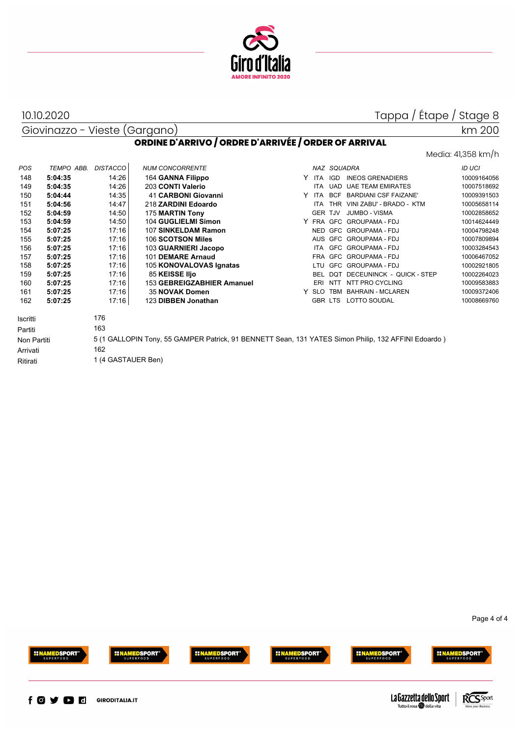10.10.2020

Tappa / Étape / Stage 8

Giovinazzo - Vieste (Gargano)

km 200

## ORDINE D'ARRIVO / ORDRE D'ARRIVÉE / ORDER OF ARRIVAL

Media: 41,358 km/h

| POS | TEMPO ABB. | DISTACCO | NUM CONCORRENTE | | NAZ | SQUADRA | | ID UCI |
|---|---|---|---|---|---|---|---|---|
| 148 | **5:04:35** | 14:26 | 164 **GANNA Filippo** | Y | ITA | IGD | INEOS GRENADIERS | 10009164056 |
| 149 | **5:04:35** | 14:26 | 203 **CONTI Valerio** | | ITA | UAD | UAE TEAM EMIRATES | 10007518692 |
| 150 | **5:04:44** | 14:35 | 41 **CARBONI Giovanni** | Y | ITA | BCF | BARDIANI CSF FAIZANE' | 10009391503 |
| 151 | **5:04:56** | 14:47 | 218 **ZARDINI Edoardo** | | ITA | THR | VINI ZABU' - BRADO - KTM | 10005658114 |
| 152 | **5:04:59** | 14:50 | 175 **MARTIN Tony** | | GER | TJV | JUMBO - VISMA | 10002858652 |
| 153 | **5:04:59** | 14:50 | 104 **GUGLIELMI Simon** | Y | FRA | GFC | GROUPAMA - FDJ | 10014624449 |
| 154 | **5:07:25** | 17:16 | 107 **SINKELDAM Ramon** | | NED | GFC | GROUPAMA - FDJ | 10004798248 |
| 155 | **5:07:25** | 17:16 | 106 **SCOTSON Miles** | | AUS | GFC | GROUPAMA - FDJ | 10007809894 |
| 156 | **5:07:25** | 17:16 | 103 **GUARNIERI Jacopo** | | ITA | GFC | GROUPAMA - FDJ | 10003284543 |
| 157 | **5:07:25** | 17:16 | 101 **DEMARE Arnaud** | | FRA | GFC | GROUPAMA - FDJ | 10006467052 |
| 158 | **5:07:25** | 17:16 | 105 **KONOVALOVAS Ignatas** | | LTU | GFC | GROUPAMA - FDJ | 10002921805 |
| 159 | **5:07:25** | 17:16 | 85 **KEISSE Iljo** | | BEL | DQT | DECEUNINCK - QUICK - STEP | 10002264023 |
| 160 | **5:07:25** | 17:16 | 153 **GEBREIGZABHIER Amanuel** | | ERI | NTT | NTT PRO CYCLING | 10009583883 |
| 161 | **5:07:25** | 17:16 | 35 **NOVAK Domen** | Y | SLO | TBM | BAHRAIN - MCLAREN | 10009372406 |
| 162 | **5:07:25** | 17:16 | 123 **DIBBEN Jonathan** | | GBR | LTS | LOTTO SOUDAL | 10008669760 |

| | |
|---|---|
| Iscritti | 176 |
| Partiti | 163 |
| Non Partiti | 5 (1 GALLOPIN Tony, 55 GAMPER Patrick, 91 BENNETT Sean, 131 YATES Simon Philip, 132 AFFINI Edoardo ) |
| Arrivati | 162 |
| Ritirati | 1 (4 GASTAUER Ben) |